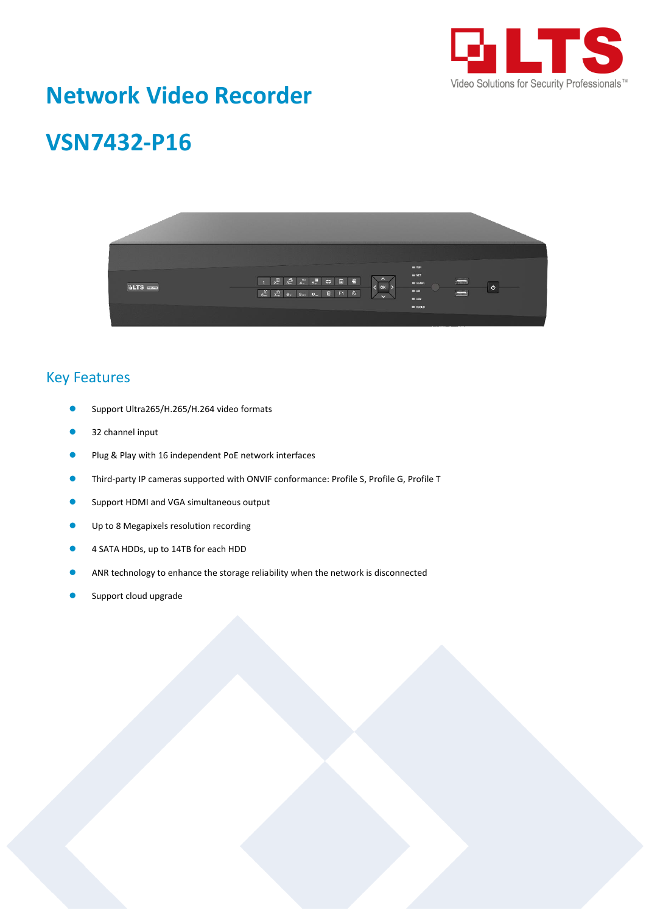# Network Video Recorder

# VSN7432-P16

## Key Features

- Support Ultra265/H.265/H.264 video formats
- 32 channel input
- Plug & Play with 16 independent PoE network interfaces
- Third-party IP cameras supported with ONVIF conformance: Profile S, Profile G, Profile T
- Support HDMI and VGA simultaneous output
- Up to 8 Megapixels resolution recording
- 4 SATA HDDs, up to 14TB for each HDD
- ANR technology to enhance the storage reliability when the network is disconnected
- Support cloud upgrade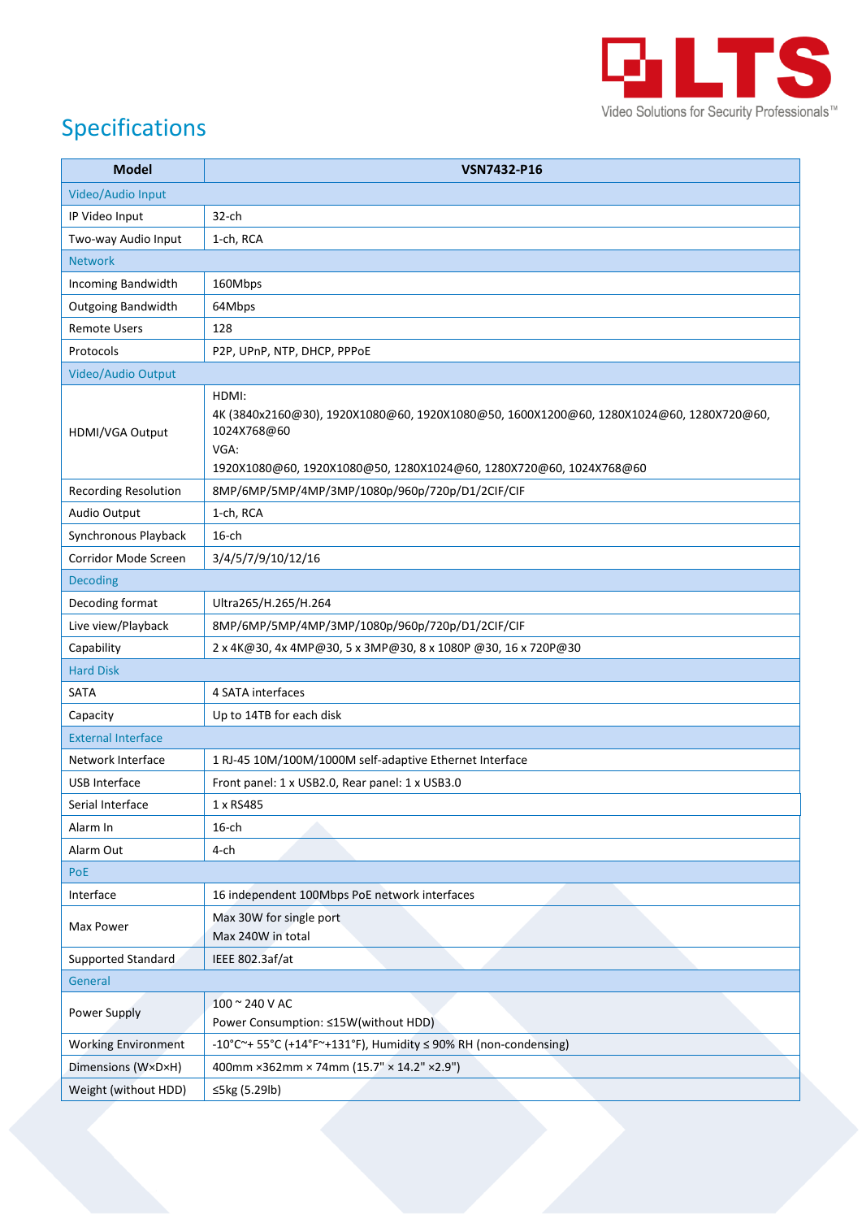## Specifications

| Model | VSN7432-P16 |
|---|---|
| Video/Audio Input | |
| IP Video Input | 32-ch |
| Two-way Audio Input | 1-ch, RCA |
| Network | |
| Incoming Bandwidth | 160Mbps |
| Outgoing Bandwidth | 64Mbps |
| Remote Users | 128 |
| Protocols | P2P, UPnP, NTP, DHCP, PPPoE |
| Video/Audio Output | |
| HDMI/VGA Output | HDMI:<br>4K (3840x2160@30), 1920X1080@60, 1920X1080@50, 1600X1200@60, 1280X1024@60, 1280X720@60, 1024X768@60<br>VGA:<br>1920X1080@60, 1920X1080@50, 1280X1024@60, 1280X720@60, 1024X768@60 |
| Recording Resolution | 8MP/6MP/5MP/4MP/3MP/1080p/960p/720p/D1/2CIF/CIF |
| Audio Output | 1-ch, RCA |
| Synchronous Playback | 16-ch |
| Corridor Mode Screen | 3/4/5/7/9/10/12/16 |
| Decoding | |
| Decoding format | Ultra265/H.265/H.264 |
| Live view/Playback | 8MP/6MP/5MP/4MP/3MP/1080p/960p/720p/D1/2CIF/CIF |
| Capability | 2 x 4K@30, 4x 4MP@30, 5 x 3MP@30, 8 x 1080P @30, 16 x 720P@30 |
| Hard Disk | |
| SATA | 4 SATA interfaces |
| Capacity | Up to 14TB for each disk |
| External Interface | |
| Network Interface | 1 RJ-45 10M/100M/1000M self-adaptive Ethernet Interface |
| USB Interface | Front panel: 1 x USB2.0, Rear panel: 1 x USB3.0 |
| Serial Interface | 1 x RS485 |
| Alarm In | 16-ch |
| Alarm Out | 4-ch |
| PoE | |
| Interface | 16 independent 100Mbps PoE network interfaces |
| Max Power | Max 30W for single port<br>Max 240W in total |
| Supported Standard | IEEE 802.3af/at |
| General | |
| Power Supply | 100 ~ 240 V AC<br>Power Consumption: ≤15W(without HDD) |
| Working Environment | -10°C~+ 55°C (+14°F~+131°F), Humidity ≤ 90% RH (non-condensing) |
| Dimensions (W×D×H) | 400mm ×362mm × 74mm (15.7" × 14.2" ×2.9") |
| Weight (without HDD) | ≤5kg (5.29lb) |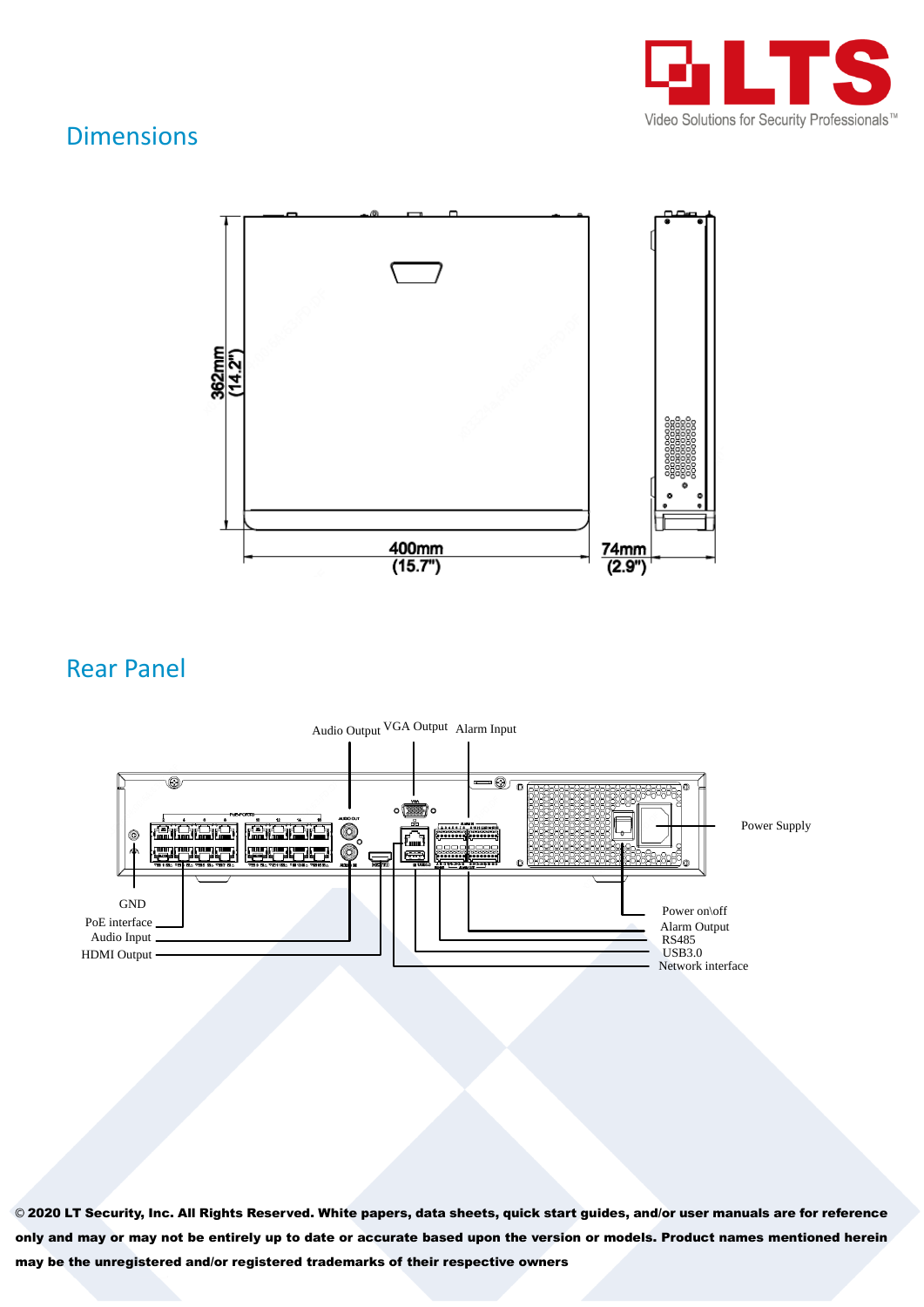## Dimensions

362mm (14.2")

400mm (15.7")

74mm (2.9")

## Rear Panel

Audio Output

VGA Output

Alarm Input

Power Supply

GND

PoE interface

Audio Input

HDMI Output

Power on\off

Alarm Output

RS485

USB3.0

Network interface

**© 2020 LT Security, Inc. All Rights Reserved. White papers, data sheets, quick start guides, and/or user manuals are for reference only and may or may not be entirely up to date or accurate based upon the version or models. Product names mentioned herein may be the unregistered and/or registered trademarks of their respective owners**